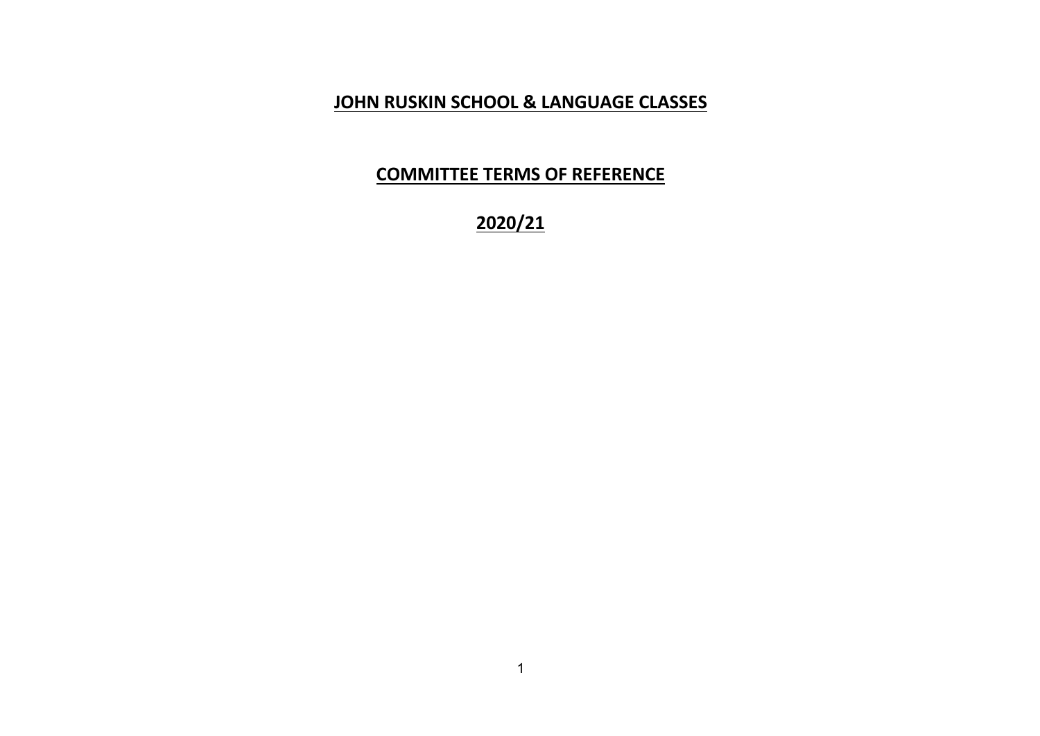# JOHN RUSKIN SCHOOL & LANGUAGE CLASSES

## COMMITTEE TERMS OF REFERENCE

## 2020/21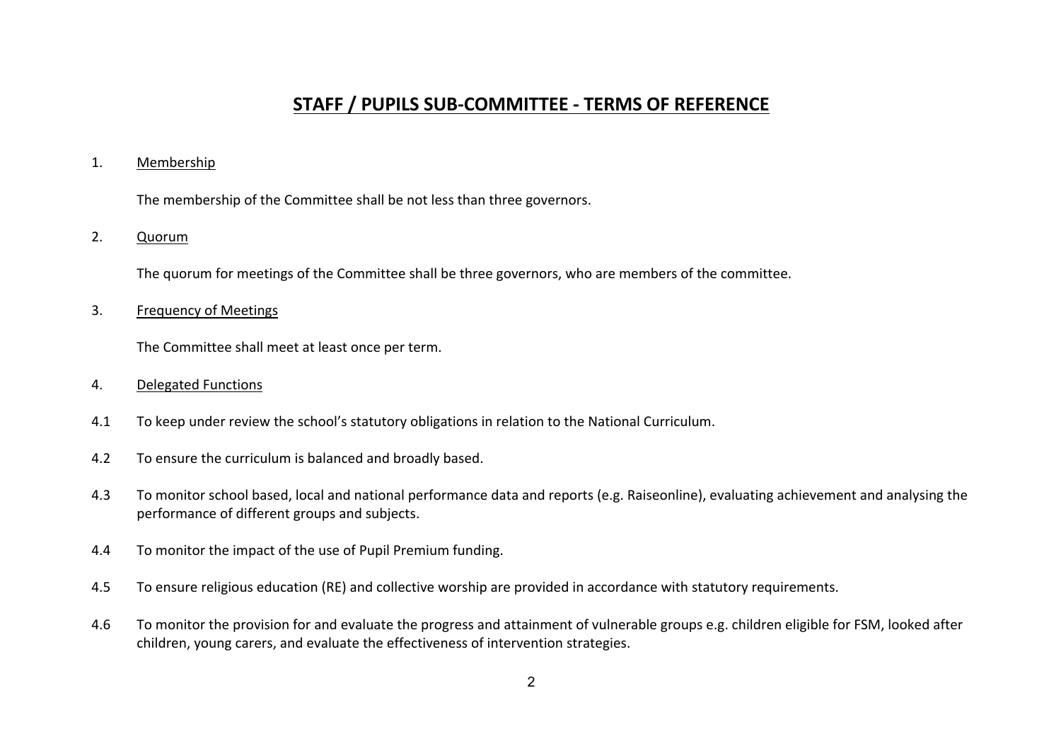# STAFF / PUPILS SUB-COMMITTEE - TERMS OF REFERENCE

1. Membership

   The membership of the Committee shall be not less than three governors.

2. Quorum

   The quorum for meetings of the Committee shall be three governors, who are members of the committee.

3. Frequency of Meetings

   The Committee shall meet at least once per term.

4. Delegated Functions

4.1 To keep under review the school's statutory obligations in relation to the National Curriculum.

4.2 To ensure the curriculum is balanced and broadly based.

4.3 To monitor school based, local and national performance data and reports (e.g. Raiseonline), evaluating achievement and analysing the performance of different groups and subjects.

4.4 To monitor the impact of the use of Pupil Premium funding.

4.5 To ensure religious education (RE) and collective worship are provided in accordance with statutory requirements.

4.6 To monitor the provision for and evaluate the progress and attainment of vulnerable groups e.g. children eligible for FSM, looked after children, young carers, and evaluate the effectiveness of intervention strategies.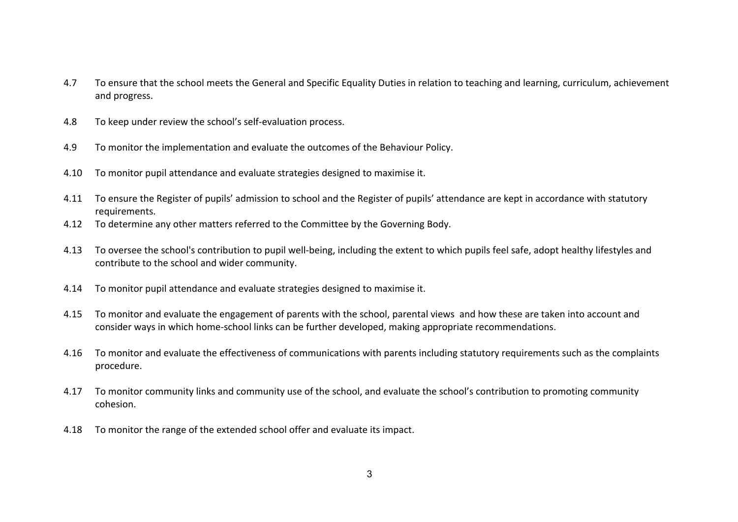4.7 To ensure that the school meets the General and Specific Equality Duties in relation to teaching and learning, curriculum, achievement and progress.

4.8 To keep under review the school's self-evaluation process.

4.9 To monitor the implementation and evaluate the outcomes of the Behaviour Policy.

4.10 To monitor pupil attendance and evaluate strategies designed to maximise it.

4.11 To ensure the Register of pupils' admission to school and the Register of pupils' attendance are kept in accordance with statutory requirements.

4.12 To determine any other matters referred to the Committee by the Governing Body.

4.13 To oversee the school's contribution to pupil well-being, including the extent to which pupils feel safe, adopt healthy lifestyles and contribute to the school and wider community.

4.14 To monitor pupil attendance and evaluate strategies designed to maximise it.

4.15 To monitor and evaluate the engagement of parents with the school, parental views and how these are taken into account and consider ways in which home-school links can be further developed, making appropriate recommendations.

4.16 To monitor and evaluate the effectiveness of communications with parents including statutory requirements such as the complaints procedure.

4.17 To monitor community links and community use of the school, and evaluate the school's contribution to promoting community cohesion.

4.18 To monitor the range of the extended school offer and evaluate its impact.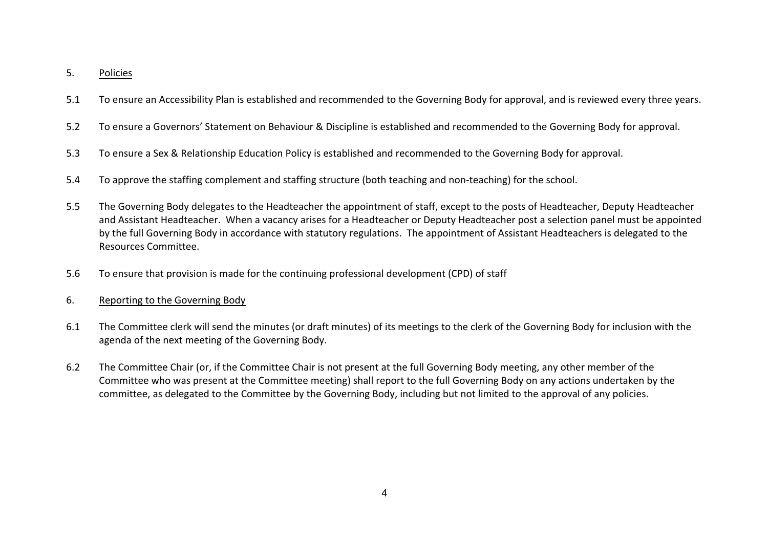## 5. <u>Policies</u>

5.1 To ensure an Accessibility Plan is established and recommended to the Governing Body for approval, and is reviewed every three years.

5.2 To ensure a Governors' Statement on Behaviour & Discipline is established and recommended to the Governing Body for approval.

5.3 To ensure a Sex & Relationship Education Policy is established and recommended to the Governing Body for approval.

5.4 To approve the staffing complement and staffing structure (both teaching and non-teaching) for the school.

5.5 The Governing Body delegates to the Headteacher the appointment of staff, except to the posts of Headteacher, Deputy Headteacher and Assistant Headteacher. When a vacancy arises for a Headteacher or Deputy Headteacher post a selection panel must be appointed by the full Governing Body in accordance with statutory regulations. The appointment of Assistant Headteachers is delegated to the Resources Committee.

5.6 To ensure that provision is made for the continuing professional development (CPD) of staff

## 6. <u>Reporting to the Governing Body</u>

6.1 The Committee clerk will send the minutes (or draft minutes) of its meetings to the clerk of the Governing Body for inclusion with the agenda of the next meeting of the Governing Body.

6.2 The Committee Chair (or, if the Committee Chair is not present at the full Governing Body meeting, any other member of the Committee who was present at the Committee meeting) shall report to the full Governing Body on any actions undertaken by the committee, as delegated to the Committee by the Governing Body, including but not limited to the approval of any policies.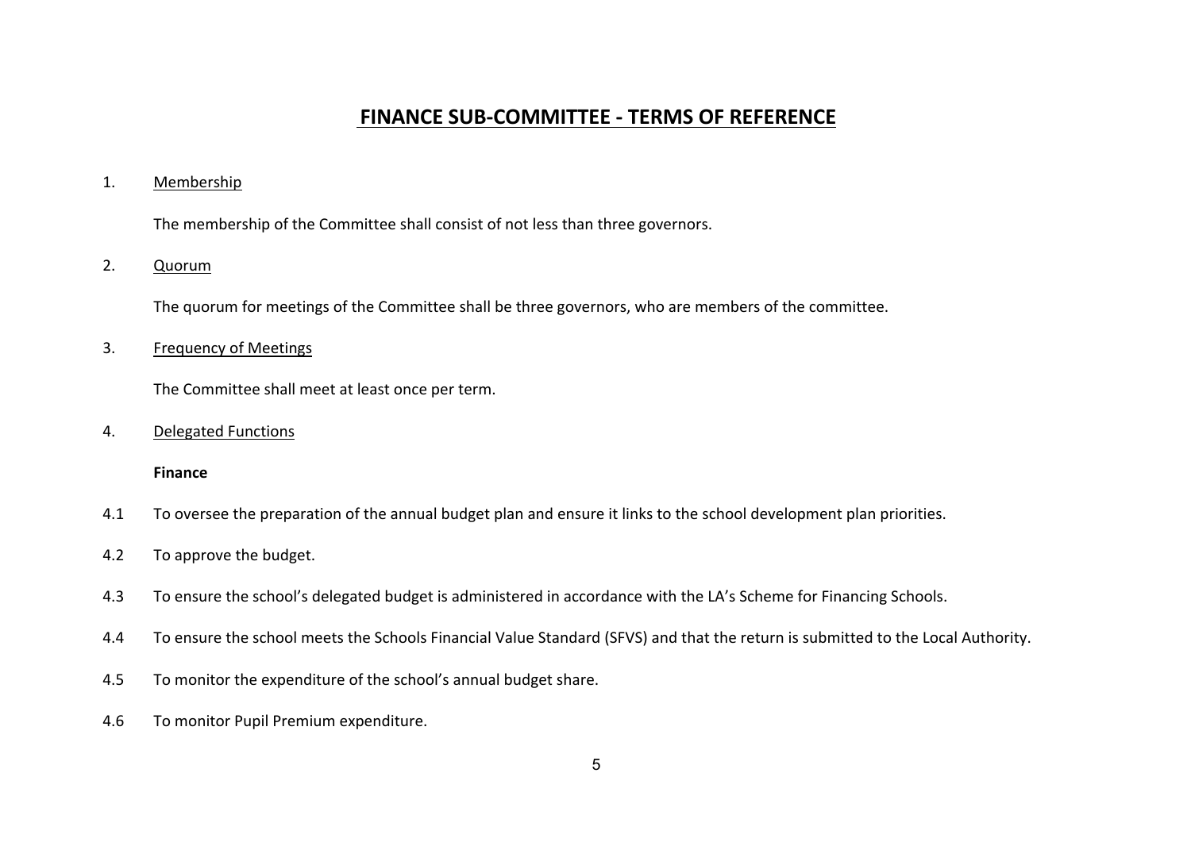# FINANCE SUB-COMMITTEE - TERMS OF REFERENCE

1. Membership

   The membership of the Committee shall consist of not less than three governors.

2. Quorum

   The quorum for meetings of the Committee shall be three governors, who are members of the committee.

3. Frequency of Meetings

   The Committee shall meet at least once per term.

4. Delegated Functions

   **Finance**

4.1 To oversee the preparation of the annual budget plan and ensure it links to the school development plan priorities.

4.2 To approve the budget.

4.3 To ensure the school's delegated budget is administered in accordance with the LA's Scheme for Financing Schools.

4.4 To ensure the school meets the Schools Financial Value Standard (SFVS) and that the return is submitted to the Local Authority.

4.5 To monitor the expenditure of the school's annual budget share.

4.6 To monitor Pupil Premium expenditure.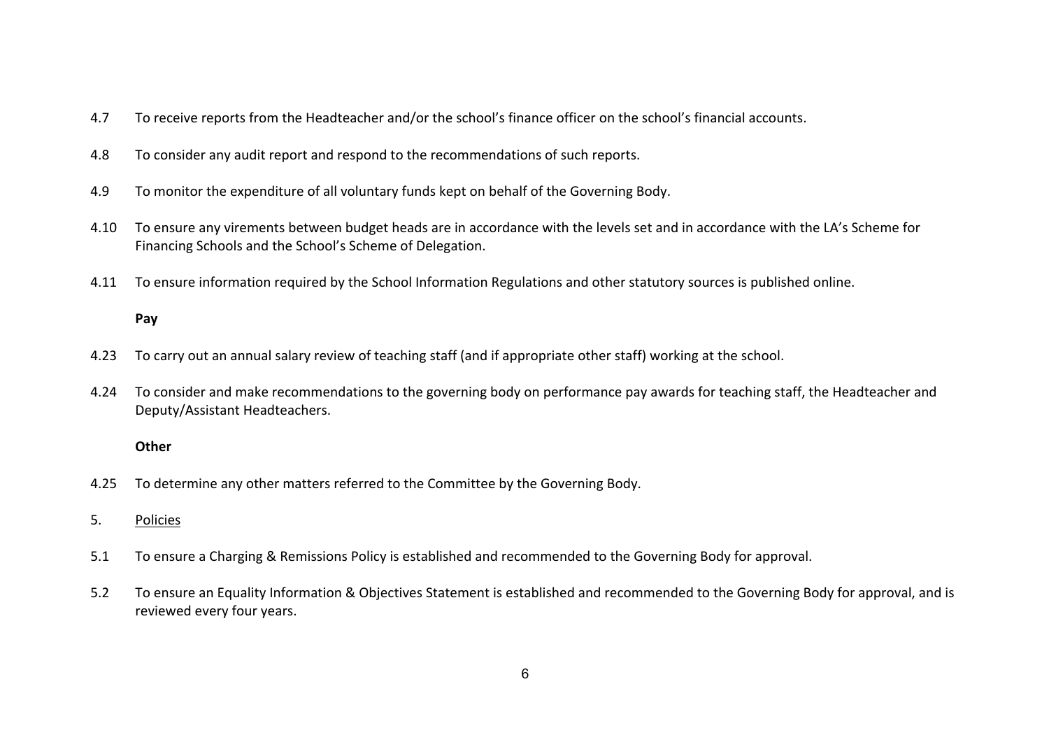4.7 To receive reports from the Headteacher and/or the school's finance officer on the school's financial accounts.

4.8 To consider any audit report and respond to the recommendations of such reports.

4.9 To monitor the expenditure of all voluntary funds kept on behalf of the Governing Body.

4.10 To ensure any virements between budget heads are in accordance with the levels set and in accordance with the LA's Scheme for Financing Schools and the School's Scheme of Delegation.

4.11 To ensure information required by the School Information Regulations and other statutory sources is published online.

**Pay**

4.23 To carry out an annual salary review of teaching staff (and if appropriate other staff) working at the school.

4.24 To consider and make recommendations to the governing body on performance pay awards for teaching staff, the Headteacher and Deputy/Assistant Headteachers.

**Other**

4.25 To determine any other matters referred to the Committee by the Governing Body.

5. <u>Policies</u>

5.1 To ensure a Charging & Remissions Policy is established and recommended to the Governing Body for approval.

5.2 To ensure an Equality Information & Objectives Statement is established and recommended to the Governing Body for approval, and is reviewed every four years.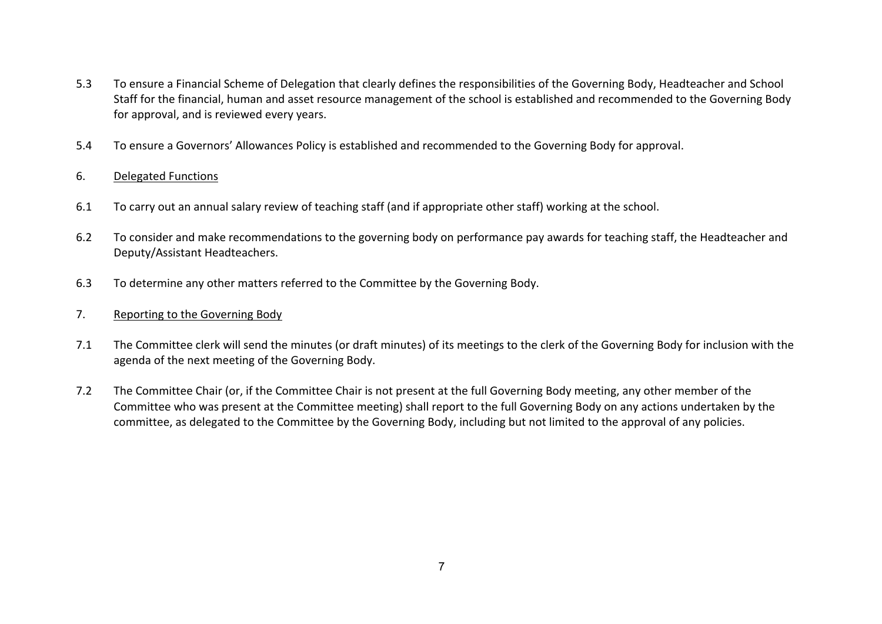5.3 To ensure a Financial Scheme of Delegation that clearly defines the responsibilities of the Governing Body, Headteacher and School Staff for the financial, human and asset resource management of the school is established and recommended to the Governing Body for approval, and is reviewed every years.

5.4 To ensure a Governors' Allowances Policy is established and recommended to the Governing Body for approval.

6. Delegated Functions

6.1 To carry out an annual salary review of teaching staff (and if appropriate other staff) working at the school.

6.2 To consider and make recommendations to the governing body on performance pay awards for teaching staff, the Headteacher and Deputy/Assistant Headteachers.

6.3 To determine any other matters referred to the Committee by the Governing Body.

7. Reporting to the Governing Body

7.1 The Committee clerk will send the minutes (or draft minutes) of its meetings to the clerk of the Governing Body for inclusion with the agenda of the next meeting of the Governing Body.

7.2 The Committee Chair (or, if the Committee Chair is not present at the full Governing Body meeting, any other member of the Committee who was present at the Committee meeting) shall report to the full Governing Body on any actions undertaken by the committee, as delegated to the Committee by the Governing Body, including but not limited to the approval of any policies.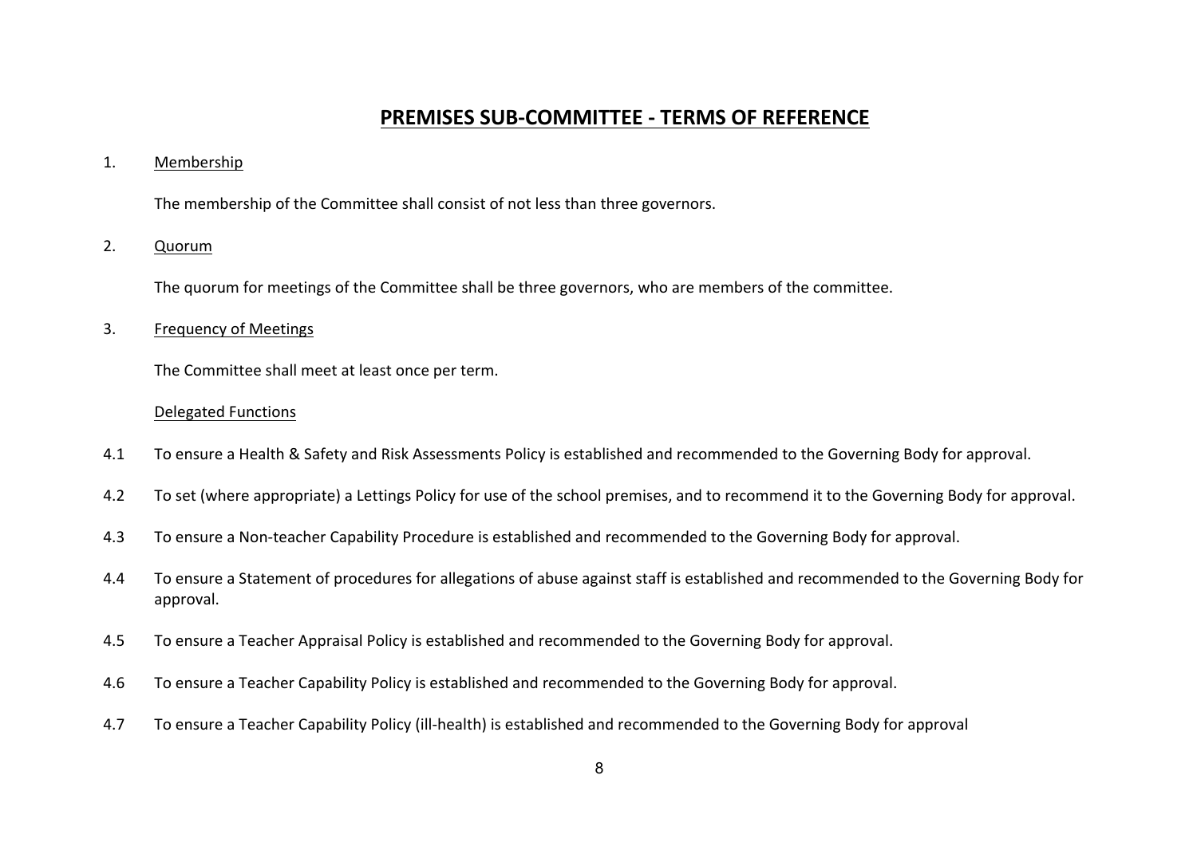# PREMISES SUB-COMMITTEE - TERMS OF REFERENCE

1. Membership

The membership of the Committee shall consist of not less than three governors.

2. Quorum

The quorum for meetings of the Committee shall be three governors, who are members of the committee.

3. Frequency of Meetings

The Committee shall meet at least once per term.

Delegated Functions

4.1 To ensure a Health & Safety and Risk Assessments Policy is established and recommended to the Governing Body for approval.

4.2 To set (where appropriate) a Lettings Policy for use of the school premises, and to recommend it to the Governing Body for approval.

4.3 To ensure a Non-teacher Capability Procedure is established and recommended to the Governing Body for approval.

4.4 To ensure a Statement of procedures for allegations of abuse against staff is established and recommended to the Governing Body for approval.

4.5 To ensure a Teacher Appraisal Policy is established and recommended to the Governing Body for approval.

4.6 To ensure a Teacher Capability Policy is established and recommended to the Governing Body for approval.

4.7 To ensure a Teacher Capability Policy (ill-health) is established and recommended to the Governing Body for approval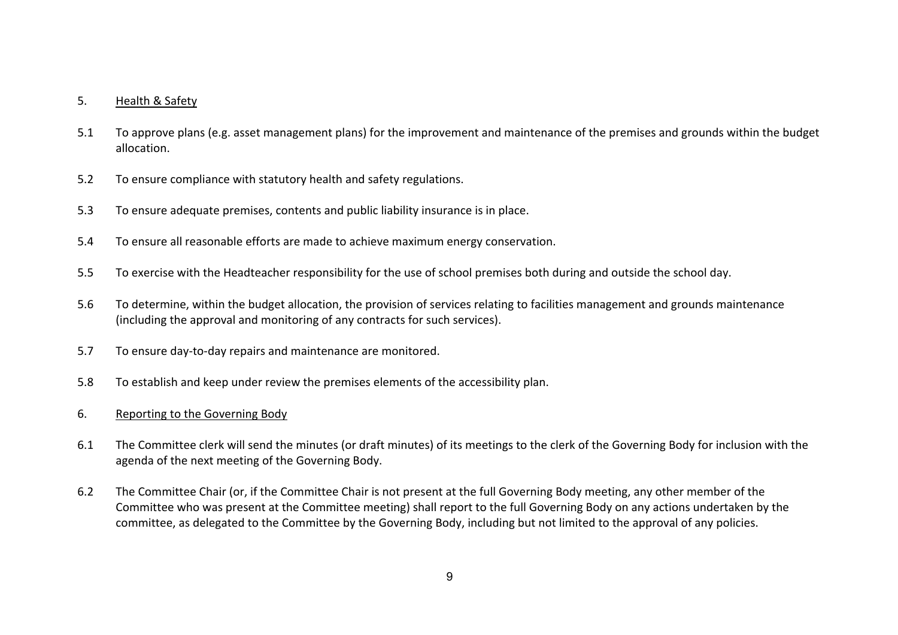5. <u>Health & Safety</u>

5.1 To approve plans (e.g. asset management plans) for the improvement and maintenance of the premises and grounds within the budget allocation.

5.2 To ensure compliance with statutory health and safety regulations.

5.3 To ensure adequate premises, contents and public liability insurance is in place.

5.4 To ensure all reasonable efforts are made to achieve maximum energy conservation.

5.5 To exercise with the Headteacher responsibility for the use of school premises both during and outside the school day.

5.6 To determine, within the budget allocation, the provision of services relating to facilities management and grounds maintenance (including the approval and monitoring of any contracts for such services).

5.7 To ensure day-to-day repairs and maintenance are monitored.

5.8 To establish and keep under review the premises elements of the accessibility plan.

6. <u>Reporting to the Governing Body</u>

6.1 The Committee clerk will send the minutes (or draft minutes) of its meetings to the clerk of the Governing Body for inclusion with the agenda of the next meeting of the Governing Body.

6.2 The Committee Chair (or, if the Committee Chair is not present at the full Governing Body meeting, any other member of the Committee who was present at the Committee meeting) shall report to the full Governing Body on any actions undertaken by the committee, as delegated to the Committee by the Governing Body, including but not limited to the approval of any policies.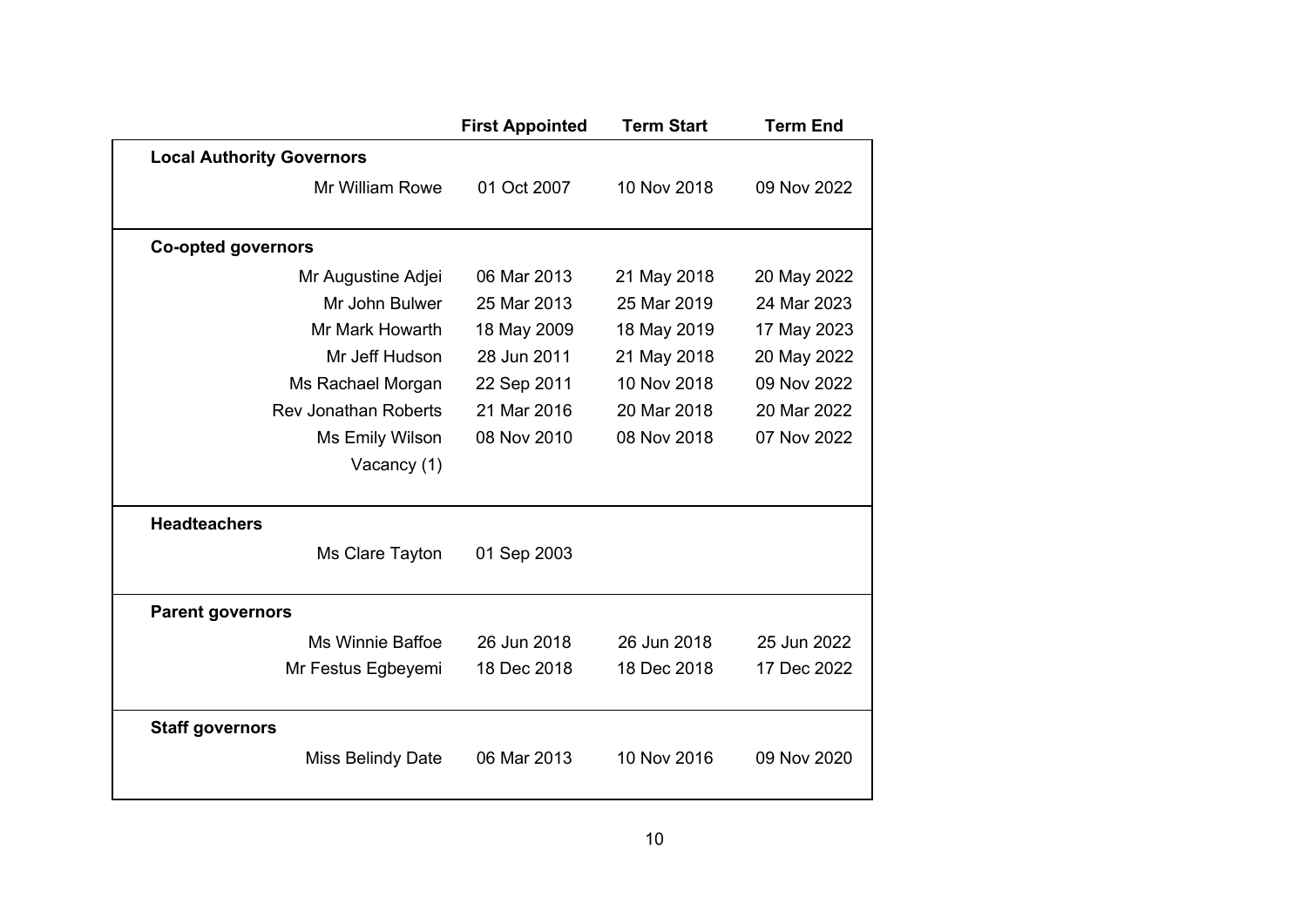| | First Appointed | Term Start | Term End |
|---|---|---|---|
| **Local Authority Governors** | | | |
| Mr William Rowe | 01 Oct 2007 | 10 Nov 2018 | 09 Nov 2022 |
| **Co-opted governors** | | | |
| Mr Augustine Adjei | 06 Mar 2013 | 21 May 2018 | 20 May 2022 |
| Mr John Bulwer | 25 Mar 2013 | 25 Mar 2019 | 24 Mar 2023 |
| Mr Mark Howarth | 18 May 2009 | 18 May 2019 | 17 May 2023 |
| Mr Jeff Hudson | 28 Jun 2011 | 21 May 2018 | 20 May 2022 |
| Ms Rachael Morgan | 22 Sep 2011 | 10 Nov 2018 | 09 Nov 2022 |
| Rev Jonathan Roberts | 21 Mar 2016 | 20 Mar 2018 | 20 Mar 2022 |
| Ms Emily Wilson | 08 Nov 2010 | 08 Nov 2018 | 07 Nov 2022 |
| Vacancy (1) | | | |
| **Headteachers** | | | |
| Ms Clare Tayton | 01 Sep 2003 | | |
| **Parent governors** | | | |
| Ms Winnie Baffoe | 26 Jun 2018 | 26 Jun 2018 | 25 Jun 2022 |
| Mr Festus Egbeyemi | 18 Dec 2018 | 18 Dec 2018 | 17 Dec 2022 |
| **Staff governors** | | | |
| Miss Belindy Date | 06 Mar 2013 | 10 Nov 2016 | 09 Nov 2020 |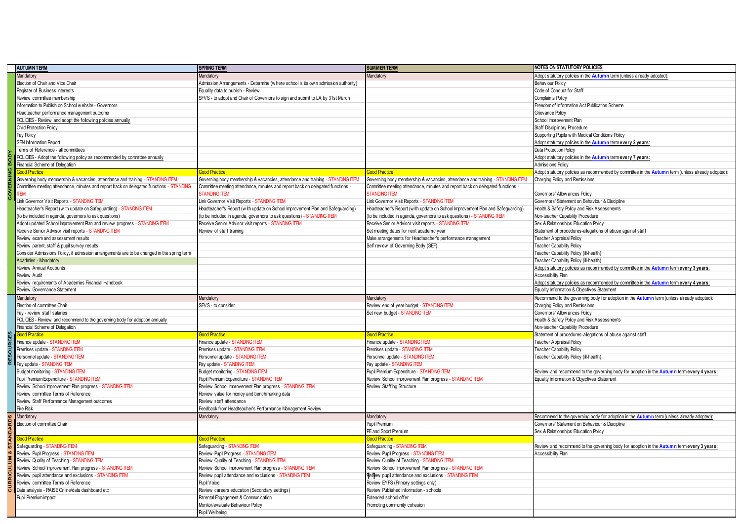| | AUTUMN TERM | SPRING TERM | SUMMER TERM | NOTES ON STATUTORY POLICIES |
|---|---|---|---|---|
| GOVERNING BODY | Mandatory | Mandatory | Mandatory | Adopt statutory policies in the **Autumn** term (unless already adopted): |
| | Election of Chair and Vice Chair | Admission Arrangements - Determine (where school is its own admission authority) | | Behaviour Policy |
| | Register of Business Interests | Equality data to publish - Review | | Code of Conduct for Staff |
| | Review committee membership | SFVS - to adopt and Chair of Governors to sign and submit to LA by 31st March | | Complaints Policy |
| | Information to Publish on School website - Governors | | | Freedom of Information Act Publication Scheme |
| | Headteacher performance management outcome | | | Grievance Policy |
| | POLICIES - Review and adopt the following policies annually | | | School Improvement Plan |
| | Child Protection Policy | | | Staff Disciplinary Procedure |
| | Pay Policy | | | Supporting Pupils with Medical Conditions Policy |
| | SEN Information Report | | | Adopt statutory policies in the **Autumn** term **every 2 years**: |
| | Terms of Reference - all committees | | | Data Protection Policy |
| | POLICIES - Adopt the following policy as recommended by committee annually | | | Adopt statutory policies in the **Autumn** term **every 7 years**: |
| | Financial Scheme of Delegation | | | Admissions Policy |
| | Good Practice | Good Practice | Good Practice | Adopt statutory policies as recommended by committee in the **Autumn** term (unless already adopted): |
| | Governing body membership & vacancies, attendance and training - STANDING ITEM | Governing body membership & vacancies, attendance and training - STANDING ITEM | Governing body membership & vacancies, attendance and training - STANDING ITEM | Charging Policy and Remissions |
| | Committee meeting attendance, minutes and report back on delegated functions - STANDING ITEM | Committee meeting attendance, minutes and report back on delegated functions - STANDING ITEM | Committee meeting attendance, minutes and report back on delegated functions - STANDING ITEM | Governors' Allowances Policy |
| | Link Governor Visit Reports - STANDING ITEM | Link Governor Visit Reports - STANDING ITEM | Link Governor Visit Reports - STANDING ITEM | Governors' Statement on Behaviour & Discipline |
| | Headteacher's Report (with update on Safeguarding) - STANDING ITEM | Headteacher's Report (with update on School Improvement Plan and Safeguarding) | Headteacher's Report (with update on School Improvement Plan and Safeguarding) | Health & Safety Policy and Risk Assessments |
| | (to be included in agenda, governors to ask questions) | (to be included in agenda, governors to ask questions) - STANDING ITEM | (to be included in agenda, governors to ask questions) - STANDING ITEM | Non-teacher Capability Procedure |
| | Adopt updated School Improvement Plan and review progress - STANDING ITEM | Receive Senior Advisor visit reports - STANDING ITEM | Receive Senior Advisor visit reports - STANDING ITEM | Sex & Relationships Education Policy |
| | Receive Senior Advisor visit reports - STANDING ITEM | Review of staff training | Set meeting dates for next academic year | Statement of procedures-allegations of abuse against staff |
| | Review exam and assessment results | | Make arrangements for Headteacher's performance management | Teacher Appraisal Policy |
| | Review parent, staff & pupil survey results | | Self review of Governing Body (SEF) | Teacher Capability Policy |
| | Consider Admissions Policy, if admission arrangements are to be changed in the spring term | | | Teacher Capability Policy (Ill-health) |
| | Acadmies - Mandatory | | | Teacher Capability Policy (Ill-health) |
| | Review Annual Accounts | | | Adopt statutory policies as recommended by committee in the **Autumn** term **every 3 years**: |
| | Review Audit | | | Accessibility Plan |
| | Review requirements of Academies Financial Handbook | | | Adopt statutory policies as recommended by committee in the **Autumn** term **every 4 years**: |
| | Review Governance Statement | | | Equality Information & Objectives Statement |
| RESOURCES | Mandatory | Mandatory | Mandatory | Recommend to the governing body for adoption in the **Autumn** term (unless already adopted): |
| | Election of committee Chair | SFVS - to consider | Review end of year budget - STANDING ITEM | Charging Policy and Remissions |
| | Pay - review staff salaries | | Set new budget - STANDING ITEM | Governors' Allowances Policy |
| | POLICIES - Review and recommend to the governing body for adoption annually | | | Health & Safety Policy and Risk Assessments |
| | Financial Scheme of Delegation | | | Non-teacher Capability Procedure |
| | Good Practice | Good Practice | Good Practice | Statement of procedures-allegations of abuse against staff |
| | Finance update - STANDING ITEM | Finance update - STANDING ITEM | Finance update - STANDING ITEM | Teacher Appraisal Policy |
| | Premises update - STANDING ITEM | Premises update - STANDING ITEM | Premises update - STANDING ITEM | Teacher Capability Policy |
| | Personnel update - STANDING ITEM | Personnel update - STANDING ITEM | Personnel update - STANDING ITEM | Teacher Capability Policy (Ill-health) |
| | Pay update - STANDING ITEM | Pay update - STANDING ITEM | Pay update - STANDING ITEM | |
| | Budget monitoring - STANDING ITEM | Budget monitoring - STANDING ITEM | Pupil Premium Expenditure - STANDING ITEM | Review and recommend to the governing body for adoption in the **Autumn** term **every 4 years**: |
| | Pupil Premium Expenditure - STANDING ITEM | Pupil Premium Expenditure - STANDING ITEM | Review School Improvement Plan progress - STANDING ITEM | Equality Information & Objectives Statement |
| | Review School Improvement Plan progress - STANDING ITEM | Review School Improvement Plan progress - STANDING ITEM | Review Staffing Structure | |
| | Review committee Terms of Reference | Review value for money and benchmarking data | | |
| | Review Staff Performance Management outcomes | Review staff attendance | | |
| | Fire Risk | Feedback from Headteacher's Performance Management Review | | |
| CURRICULUM & STANDARDS | Mandatory | Mandatory | Mandatory | Recommend to the governing body for adoption in the **Autumn** term (unless already adopted): |
| | Election of committee Chair | | Pupil Premium | Governors' Statement on Behaviour & Discipline |
| | | | PE and Sport Premium | Sex & Relationships Education Policy |
| | Good Practice | Good Practice | Good Practice | |
| | Safeguarding - STANDING ITEM | Safeguarding - STANDING ITEM | Safeguarding - STANDING ITEM | Review and recommend to the governing body for adoption in the **Autumn** term **every 3 years**: |
| | Review Pupil Progress - STANDING ITEM | Review Pupil Progress - STANDING ITEM | Review Pupil Progress - STANDING ITEM | Accessibility Plan |
| | Review Quality of Teaching - STANDING ITEM | Review Quality of Teaching - STANDING ITEM | Review Quality of Teaching - STANDING ITEM | |
| | Review School Improvement Plan progress - STANDING ITEM | Review School Improvement Plan progress - STANDING ITEM | Review School Improvement Plan progress - STANDING ITEM | |
| | Review pupil attendance and exclusions - STANDING ITEM | Review pupil attendance and exclusions - STANDING ITEM | Review pupil attendance and exclusions - STANDING ITEM | |
| | Review committee Terms of Reference | Pupil Voice | Review EYFS (Primary settings only) | |
| | Data analysis - RAISE Online/data dashboard etc | Review careers education (Secondary settings) | Review Published information - schools | |
| | Pupil Premium impact | Parental Engagement & Communication | Extended school offer | |
| | | Monitor/evaluate Behaviour Policy | Promoting community cohesion | |
| | | Pupil Wellbeing | | |